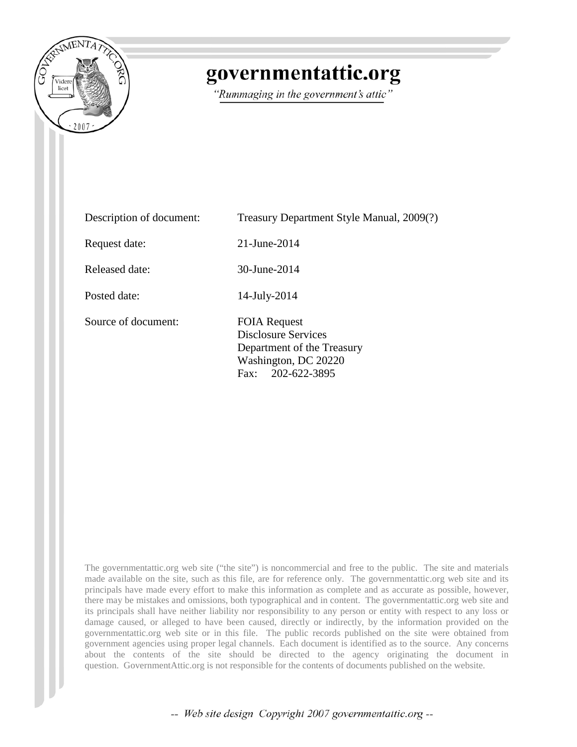# governmentattic.org

*"Rummaging in the government's attic"*

| | |
|---|---|
| Description of document: | Treasury Department Style Manual, 2009(?) |
| Request date: | 21-June-2014 |
| Released date: | 30-June-2014 |
| Posted date: | 14-July-2014 |
| Source of document: | FOIA Request<br>Disclosure Services<br>Department of the Treasury<br>Washington, DC 20220<br>Fax: 202-622-3895 |

The governmentattic.org web site ("the site") is noncommercial and free to the public. The site and materials made available on the site, such as this file, are for reference only. The governmentattic.org web site and its principals have made every effort to make this information as complete and as accurate as possible, however, there may be mistakes and omissions, both typographical and in content. The governmentattic.org web site and its principals shall have neither liability nor responsibility to any person or entity with respect to any loss or damage caused, or alleged to have been caused, directly or indirectly, by the information provided on the governmentattic.org web site or in this file. The public records published on the site were obtained from government agencies using proper legal channels. Each document is identified as to the source. Any concerns about the contents of the site should be directed to the agency originating the document in question. GovernmentAttic.org is not responsible for the contents of documents published on the website.

*-- Web site design Copyright 2007 governmentattic.org --*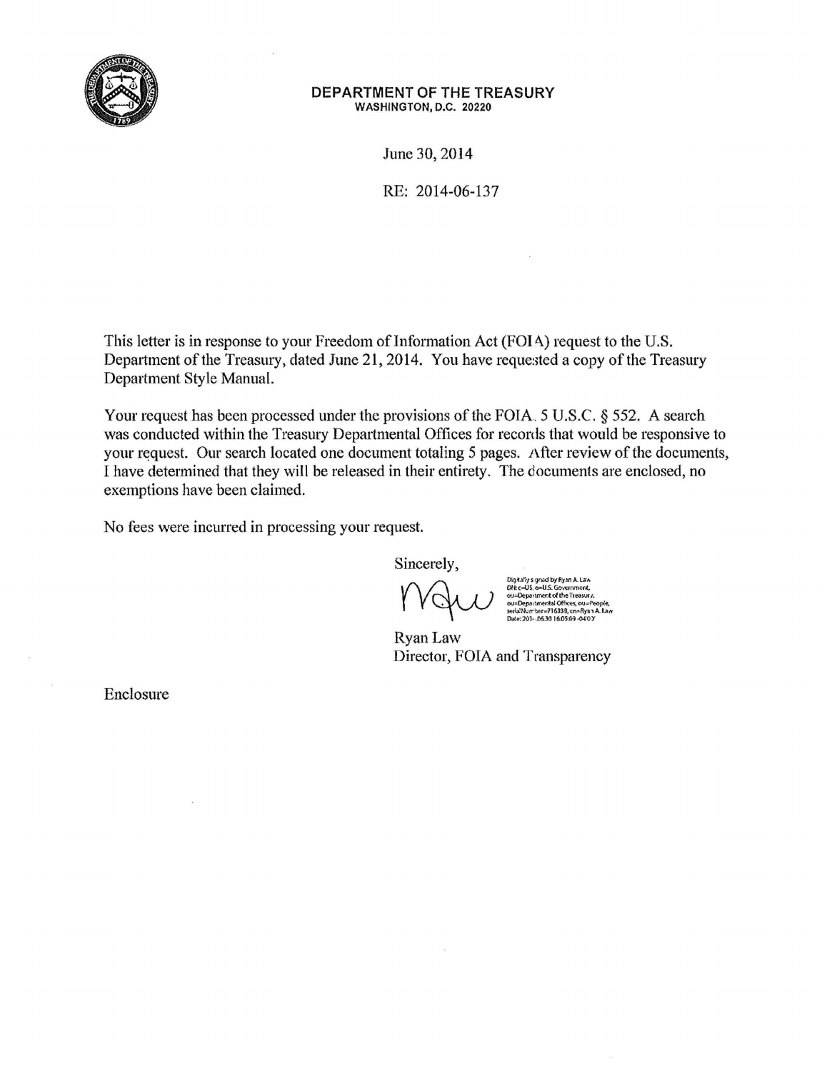**DEPARTMENT OF THE TREASURY**
**WASHINGTON, D.C. 20220**

June 30, 2014

RE: 2014-06-137

This letter is in response to your Freedom of Information Act (FOIA) request to the U.S. Department of the Treasury, dated June 21, 2014. You have requested a copy of the Treasury Department Style Manual.

Your request has been processed under the provisions of the FOIA, 5 U.S.C. § 552. A search was conducted within the Treasury Departmental Offices for records that would be responsive to your request. Our search located one document totaling 5 pages. After review of the documents, I have determined that they will be released in their entirety. The documents are enclosed, no exemptions have been claimed.

No fees were incurred in processing your request.

Sincerely,

Digitally signed by Ryan A. Law
DN: c=US, o=U.S. Government, ou=Department of the Treasury, ou=Departmental Offices, ou=People, serialNumber=716338, cn=Ryan A. Law
Date: 201-.06.30 16:05:09 -04'0'

Ryan Law
Director, FOIA and Transparency

Enclosure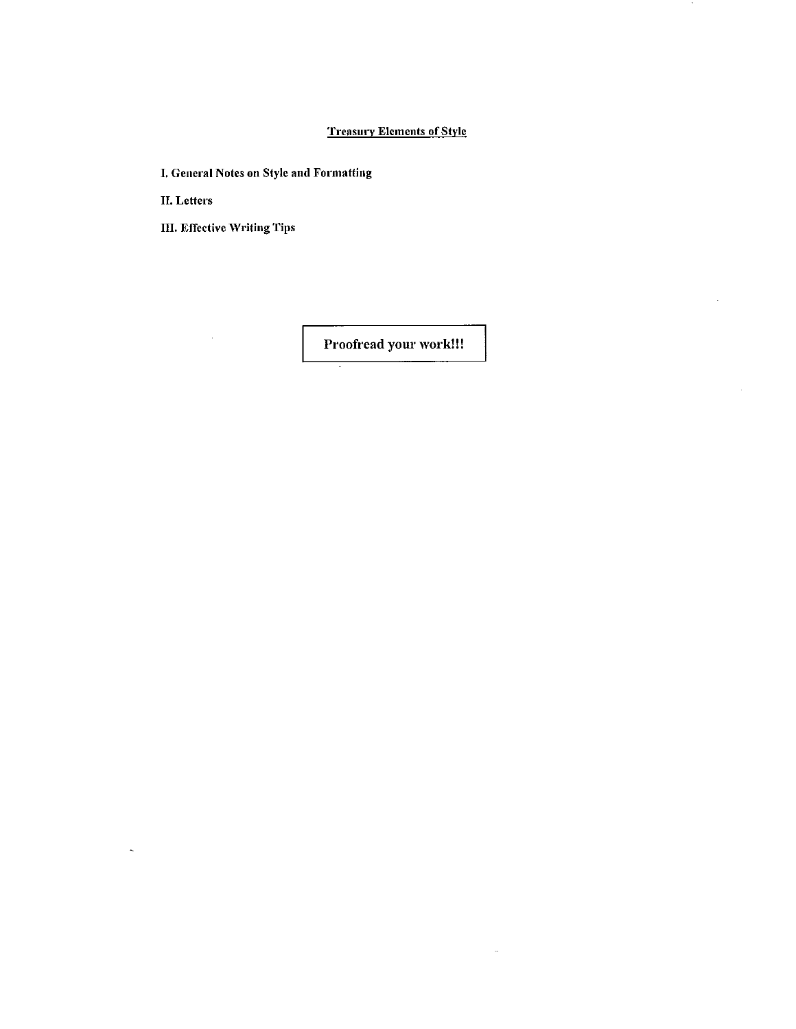# Treasury Elements of Style

**I. General Notes on Style and Formatting**

**II. Letters**

**III. Effective Writing Tips**

**Proofread your work!!!**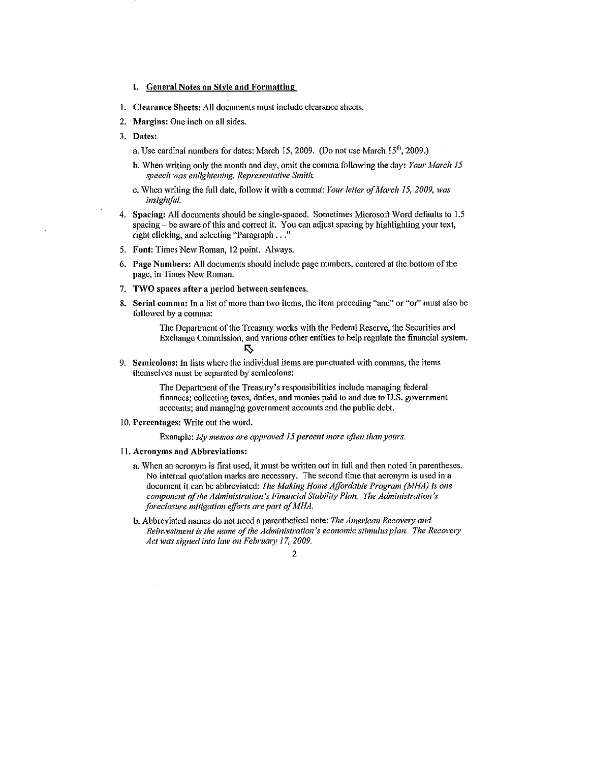## I. General Notes on Style and Formatting

1. **Clearance Sheets:** All documents must include clearance sheets.

2. **Margins:** One inch on all sides.

3. **Dates:**

   a. Use cardinal numbers for dates: March 15, 2009. (Do not use March 15th, 2009.)

   b. When writing only the month and day, omit the comma following the day: *Your March 15 speech was enlightening, Representative Smith.*

   c. When writing the full date, follow it with a comma: *Your letter of March 15, 2009, was insightful.*

4. **Spacing:** All documents should be single-spaced. Sometimes Microsoft Word defaults to 1.5 spacing – be aware of this and correct it. You can adjust spacing by highlighting your text, right clicking, and selecting "Paragraph . . ."

5. **Font:** Times New Roman, 12 point. Always.

6. **Page Numbers:** All documents should include page numbers, centered at the bottom of the page, in Times New Roman.

7. **TWO spaces after a period between sentences.**

8. **Serial comma:** In a list of more than two items, the item preceding "and" or "or" must also be followed by a comma:

   > The Department of the Treasury works with the Federal Reserve, the Securities and Exchange Commission, and various other entities to help regulate the financial system.

9. **Semicolons:** In lists where the individual items are punctuated with commas, the items themselves must be separated by semicolons:

   > The Department of the Treasury's responsibilities include managing federal finances; collecting taxes, duties, and monies paid to and due to U.S. government accounts; and managing government accounts and the public debt.

10. **Percentages:** Write out the word.

    > Example: *My memos are approved 15* ***percent*** *more often than yours.*

11. **Acronyms and Abbreviations:**

    a. When an acronym is first used, it must be written out in full and then noted in parentheses. No internal quotation marks are necessary. The second time that acronym is used in a document it can be abbreviated: *The Making Home Affordable Program (MHA) is one component of the Administration's Financial Stability Plan. The Administration's foreclosure mitigation efforts are part of MHA.*

    b. Abbreviated names do not need a parenthetical note: *The American Recovery and Reinvestment is the name of the Administration's economic stimulus plan. The Recovery Act was signed into law on February 17, 2009.*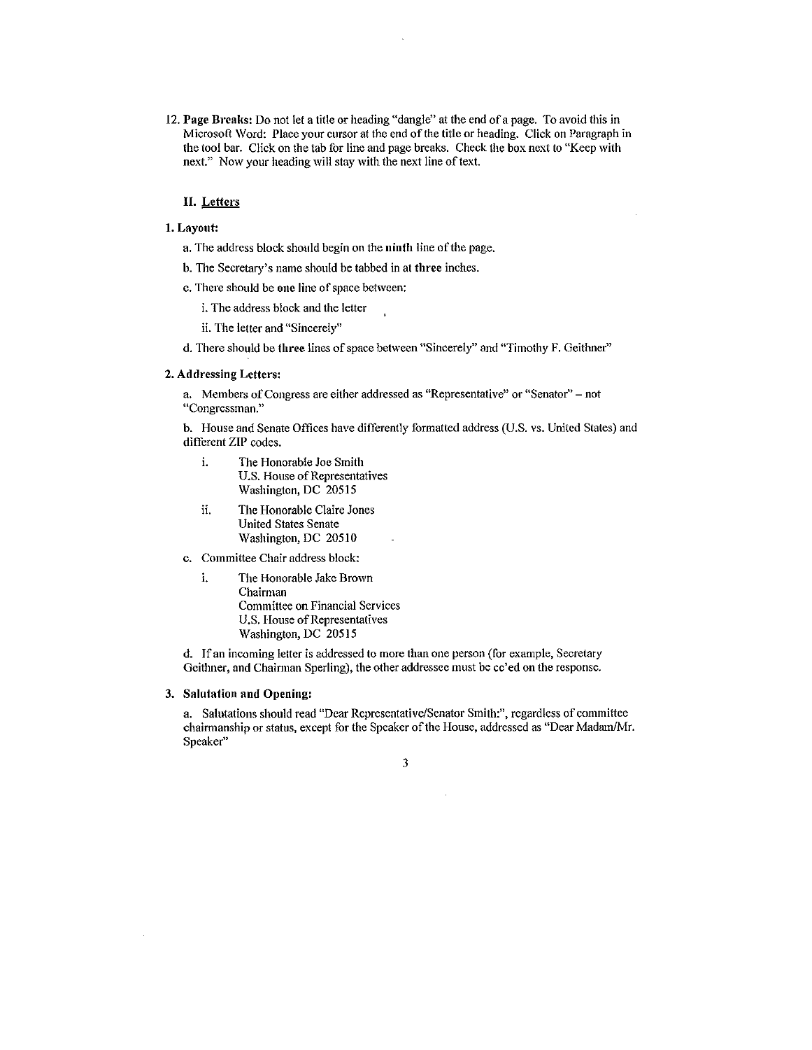12. **Page Breaks:** Do not let a title or heading "dangle" at the end of a page. To avoid this in Microsoft Word: Place your cursor at the end of the title or heading. Click on Paragraph in the tool bar. Click on the tab for line and page breaks. Check the box next to "Keep with next." Now your heading will stay with the next line of text.

## II. Letters

**1. Layout:**

a. The address block should begin on the **ninth** line of the page.

b. The Secretary's name should be tabbed in at **three** inches.

c. There should be **one** line of space between:

i. The address block and the letter

ii. The letter and "Sincerely"

d. There should be **three** lines of space between "Sincerely" and "Timothy F. Geithner"

**2. Addressing Letters:**

a. Members of Congress are either addressed as "Representative" or "Senator" – not "Congressman."

b. House and Senate Offices have differently formatted address (U.S. vs. United States) and different ZIP codes.

i. The Honorable Joe Smith
U.S. House of Representatives
Washington, DC 20515

ii. The Honorable Claire Jones
United States Senate
Washington, DC 20510

c. Committee Chair address block:

i. The Honorable Jake Brown
Chairman
Committee on Financial Services
U.S. House of Representatives
Washington, DC 20515

d. If an incoming letter is addressed to more than one person (for example, Secretary Geithner, and Chairman Sperling), the other addressee must be cc'ed on the response.

**3. Salutation and Opening:**

a. Salutations should read "Dear Representative/Senator Smith:", regardless of committee chairmanship or status, except for the Speaker of the House, addressed as "Dear Madam/Mr. Speaker"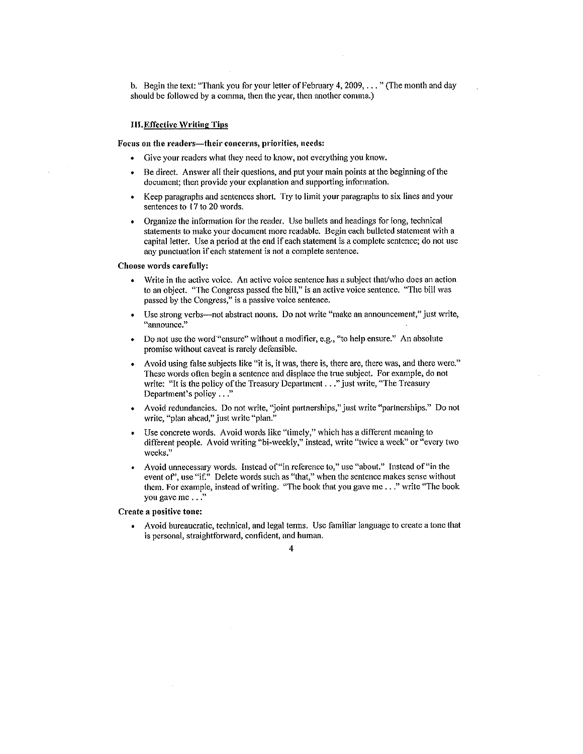b. Begin the text: "Thank you for your letter of February 4, 2009, . . . " (The month and day should be followed by a comma, then the year, then another comma.)

### III. Effective Writing Tips

**Focus on the readers—their concerns, priorities, needs:**

- Give your readers what they need to know, not everything you know.
- Be direct. Answer all their questions, and put your main points at the beginning of the document; then provide your explanation and supporting information.
- Keep paragraphs and sentences short. Try to limit your paragraphs to six lines and your sentences to 17 to 20 words.
- Organize the information for the reader. Use bullets and headings for long, technical statements to make your document more readable. Begin each bulleted statement with a capital letter. Use a period at the end if each statement is a complete sentence; do not use any punctuation if each statement is not a complete sentence.

**Choose words carefully:**

- Write in the active voice. An active voice sentence has a subject that/who does an action to an object. "The Congress passed the bill," is an active voice sentence. "The bill was passed by the Congress," is a passive voice sentence.
- Use strong verbs—not abstract nouns. Do not write "make an announcement," just write, "announce."
- Do not use the word "ensure" without a modifier, e.g., "to help ensure." An absolute promise without caveat is rarely defensible.
- Avoid using false subjects like "it is, it was, there is, there are, there was, and there were." These words often begin a sentence and displace the true subject. For example, do not write: "It is the policy of the Treasury Department . . ." just write, "The Treasury Department's policy . . ."
- Avoid redundancies. Do not write, "joint partnerships," just write "partnerships." Do not write, "plan ahead," just write "plan."
- Use concrete words. Avoid words like "timely," which has a different meaning to different people. Avoid writing "bi-weekly," instead, write "twice a week" or "every two weeks."
- Avoid unnecessary words. Instead of "in reference to," use "about." Instead of "in the event of", use "if." Delete words such as "that," when the sentence makes sense without them. For example, instead of writing. "The book that you gave me . . ." write "The book you gave me . . ."

**Create a positive tone:**

- Avoid bureaucratic, technical, and legal terms. Use familiar language to create a tone that is personal, straightforward, confident, and human.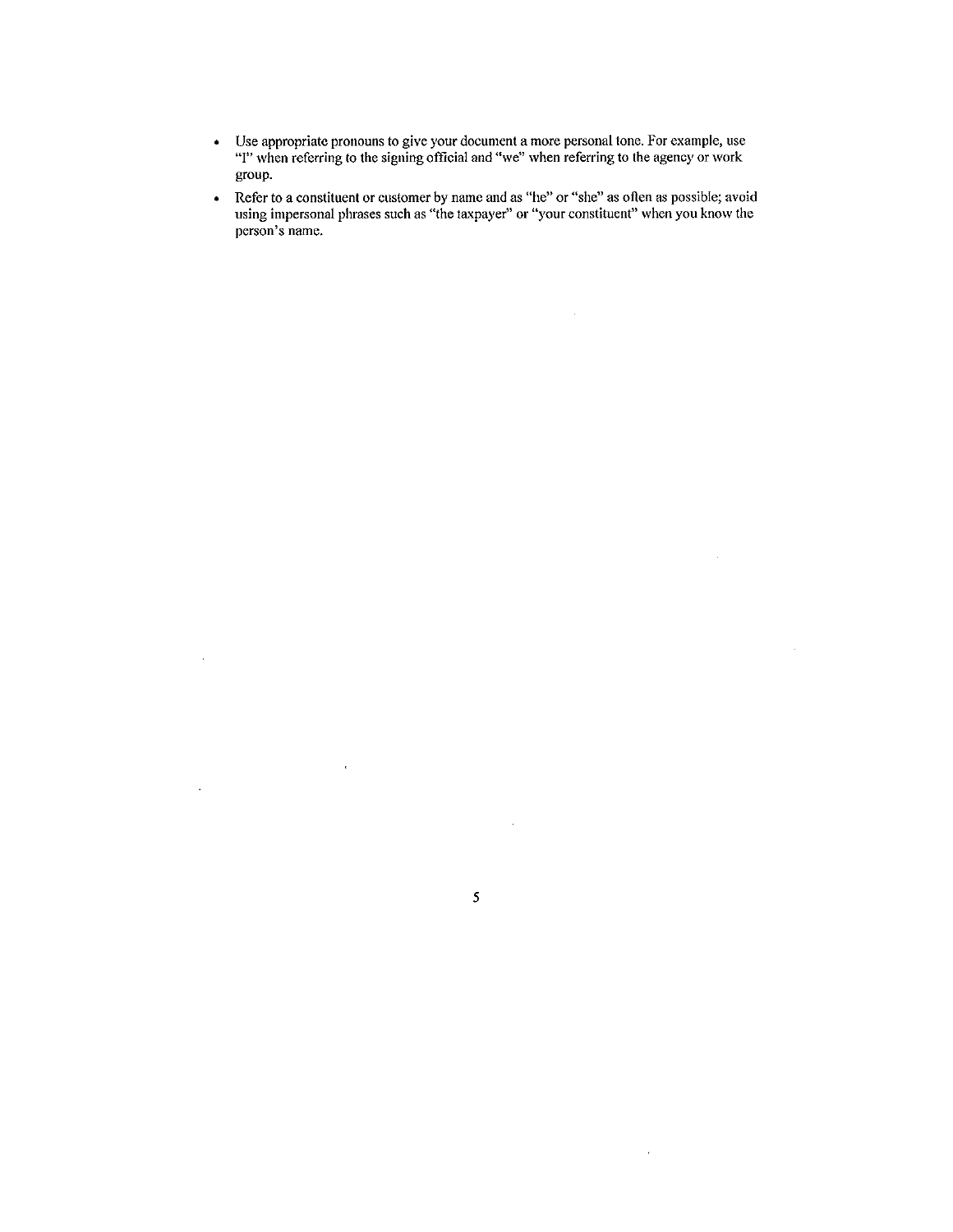- Use appropriate pronouns to give your document a more personal tone. For example, use "I" when referring to the signing official and "we" when referring to the agency or work group.
- Refer to a constituent or customer by name and as "he" or "she" as often as possible; avoid using impersonal phrases such as "the taxpayer" or "your constituent" when you know the person's name.